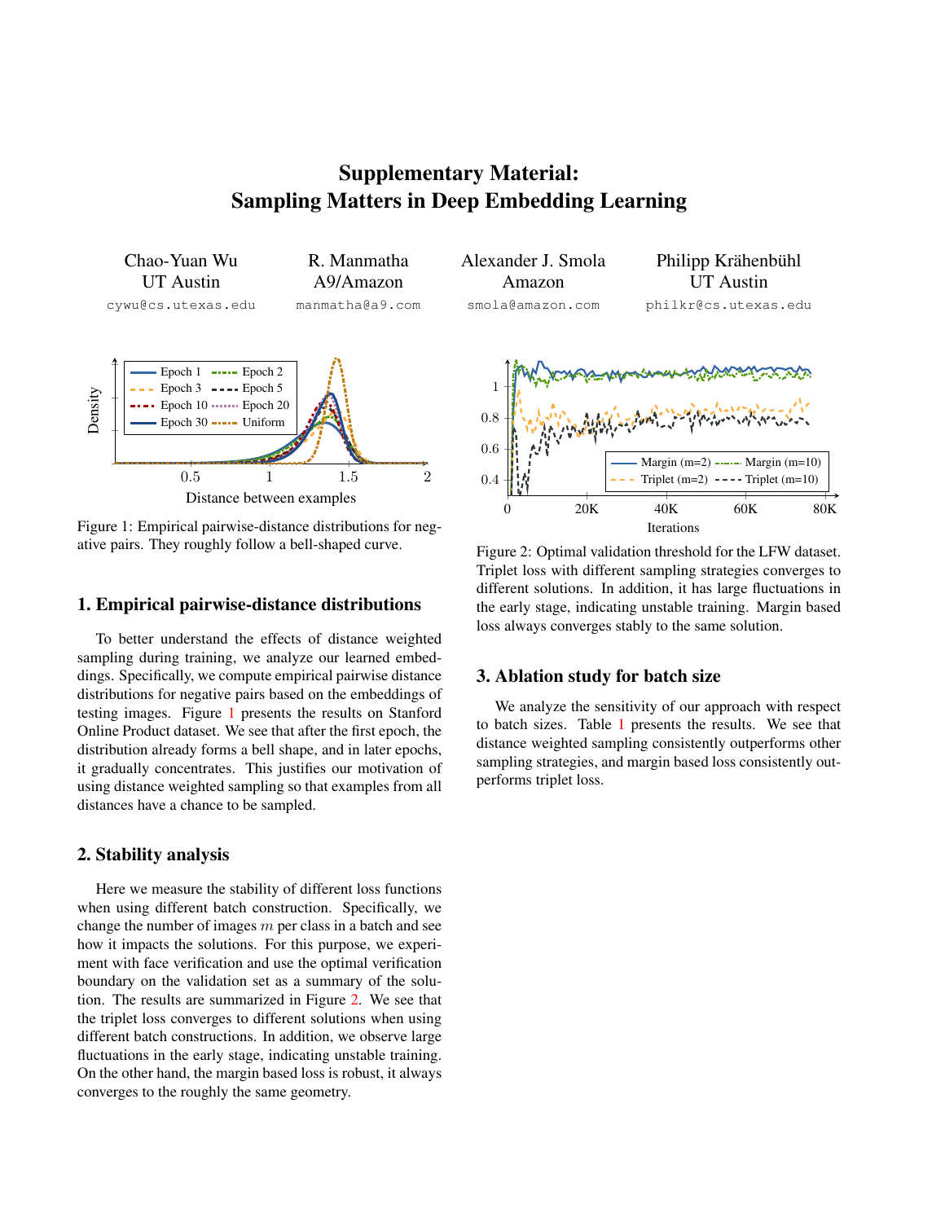# Supplementary Material: Sampling Matters in Deep Embedding Learning

Chao-Yuan Wu
UT Austin
cywu@cs.utexas.edu

R. Manmatha
A9/Amazon
manmatha@a9.com

Alexander J. Smola
Amazon
smola@amazon.com

Philipp Krähenbühl
UT Austin
philkr@cs.utexas.edu

Figure 1: Empirical pairwise-distance distributions for negative pairs. They roughly follow a bell-shaped curve.

## 1. Empirical pairwise-distance distributions

To better understand the effects of distance weighted sampling during training, we analyze our learned embeddings. Specifically, we compute empirical pairwise distance distributions for negative pairs based on the embeddings of testing images. Figure 1 presents the results on Stanford Online Product dataset. We see that after the first epoch, the distribution already forms a bell shape, and in later epochs, it gradually concentrates. This justifies our motivation of using distance weighted sampling so that examples from all distances have a chance to be sampled.

## 2. Stability analysis

Here we measure the stability of different loss functions when using different batch construction. Specifically, we change the number of images $m$ per class in a batch and see how it impacts the solutions. For this purpose, we experiment with face verification and use the optimal verification boundary on the validation set as a summary of the solution. The results are summarized in Figure 2. We see that the triplet loss converges to different solutions when using different batch constructions. In addition, we observe large fluctuations in the early stage, indicating unstable training. On the other hand, the margin based loss is robust, it always converges to the roughly the same geometry.

Figure 2: Optimal validation threshold for the LFW dataset. Triplet loss with different sampling strategies converges to different solutions. In addition, it has large fluctuations in the early stage, indicating unstable training. Margin based loss always converges stably to the same solution.

## 3. Ablation study for batch size

We analyze the sensitivity of our approach with respect to batch sizes. Table 1 presents the results. We see that distance weighted sampling consistently outperforms other sampling strategies, and margin based loss consistently outperforms triplet loss.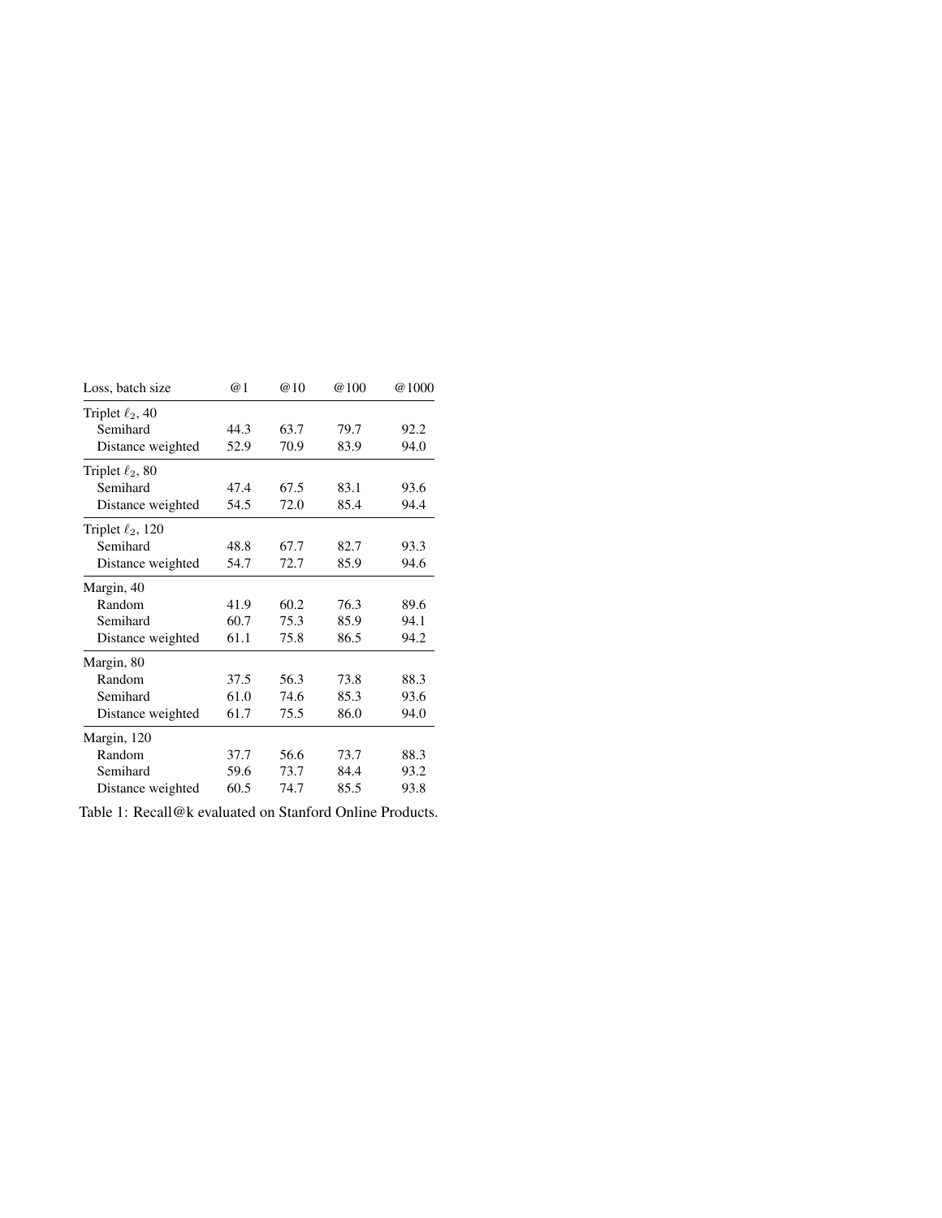| Loss, batch size | @1 | @10 | @100 | @1000 |
|---|---|---|---|---|
| Triplet $\ell_2$, 40 | | | | |
| Semihard | 44.3 | 63.7 | 79.7 | 92.2 |
| Distance weighted | 52.9 | 70.9 | 83.9 | 94.0 |
| Triplet $\ell_2$, 80 | | | | |
| Semihard | 47.4 | 67.5 | 83.1 | 93.6 |
| Distance weighted | 54.5 | 72.0 | 85.4 | 94.4 |
| Triplet $\ell_2$, 120 | | | | |
| Semihard | 48.8 | 67.7 | 82.7 | 93.3 |
| Distance weighted | 54.7 | 72.7 | 85.9 | 94.6 |
| Margin, 40 | | | | |
| Random | 41.9 | 60.2 | 76.3 | 89.6 |
| Semihard | 60.7 | 75.3 | 85.9 | 94.1 |
| Distance weighted | 61.1 | 75.8 | 86.5 | 94.2 |
| Margin, 80 | | | | |
| Random | 37.5 | 56.3 | 73.8 | 88.3 |
| Semihard | 61.0 | 74.6 | 85.3 | 93.6 |
| Distance weighted | 61.7 | 75.5 | 86.0 | 94.0 |
| Margin, 120 | | | | |
| Random | 37.7 | 56.6 | 73.7 | 88.3 |
| Semihard | 59.6 | 73.7 | 84.4 | 93.2 |
| Distance weighted | 60.5 | 74.7 | 85.5 | 93.8 |

Table 1: Recall@k evaluated on Stanford Online Products.